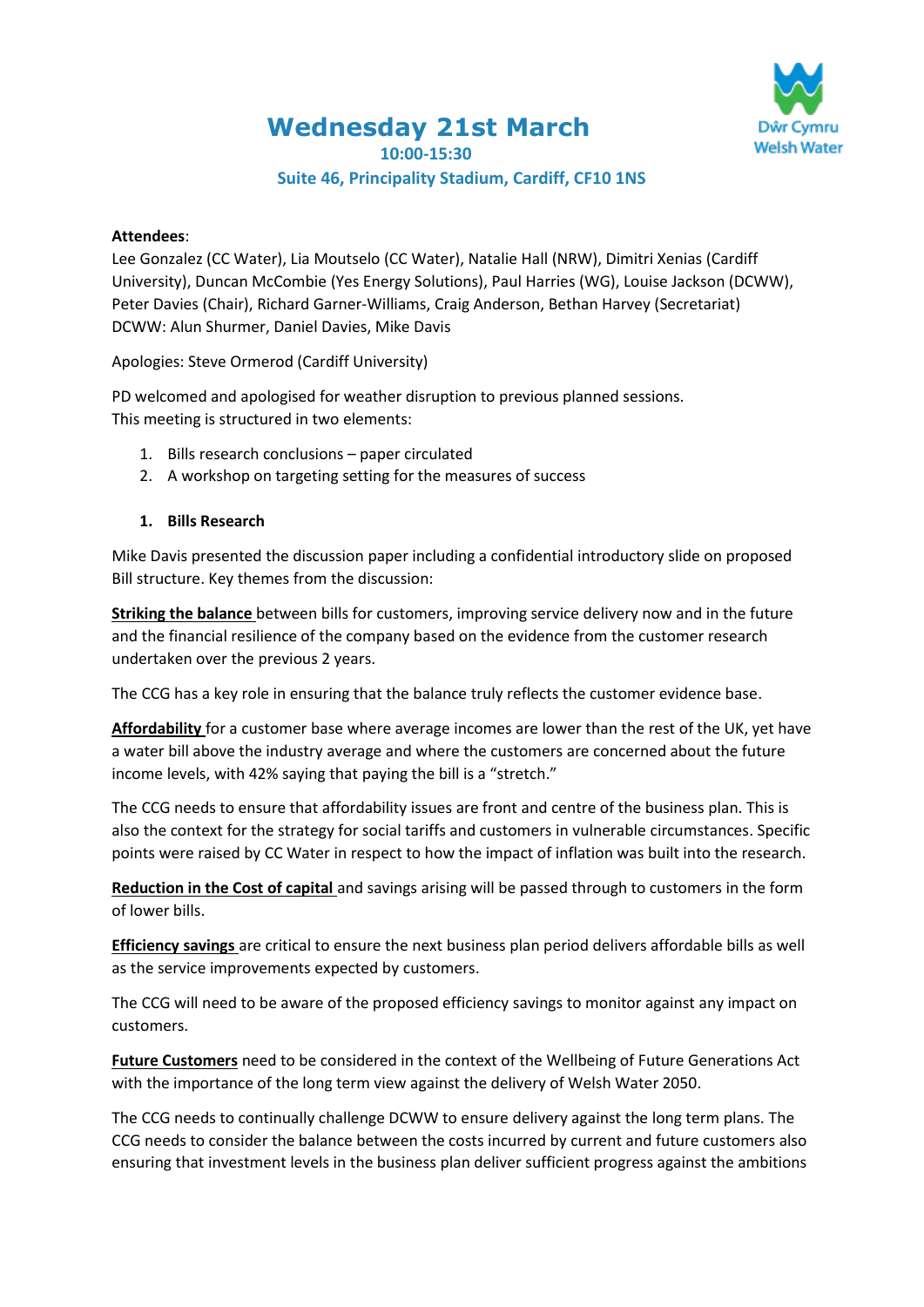# Wednesday 21st March

### 10:00-15:30

### Suite 46, Principality Stadium, Cardiff, CF10 1NS

Dŵr Cymru Welsh Water

**Attendees**:
Lee Gonzalez (CC Water), Lia Moutselo (CC Water), Natalie Hall (NRW), Dimitri Xenias (Cardiff University), Duncan McCombie (Yes Energy Solutions), Paul Harries (WG), Louise Jackson (DCWW), Peter Davies (Chair), Richard Garner-Williams, Craig Anderson, Bethan Harvey (Secretariat)
DCWW: Alun Shurmer, Daniel Davies, Mike Davis

Apologies: Steve Ormerod (Cardiff University)

PD welcomed and apologised for weather disruption to previous planned sessions.
This meeting is structured in two elements:

1. Bills research conclusions – paper circulated
2. A workshop on targeting setting for the measures of success

**1. Bills Research**

Mike Davis presented the discussion paper including a confidential introductory slide on proposed Bill structure. Key themes from the discussion:

**Striking the balance** between bills for customers, improving service delivery now and in the future and the financial resilience of the company based on the evidence from the customer research undertaken over the previous 2 years.

The CCG has a key role in ensuring that the balance truly reflects the customer evidence base.

**Affordability** for a customer base where average incomes are lower than the rest of the UK, yet have a water bill above the industry average and where the customers are concerned about the future income levels, with 42% saying that paying the bill is a "stretch."

The CCG needs to ensure that affordability issues are front and centre of the business plan. This is also the context for the strategy for social tariffs and customers in vulnerable circumstances. Specific points were raised by CC Water in respect to how the impact of inflation was built into the research.

**Reduction in the Cost of capital** and savings arising will be passed through to customers in the form of lower bills.

**Efficiency savings** are critical to ensure the next business plan period delivers affordable bills as well as the service improvements expected by customers.

The CCG will need to be aware of the proposed efficiency savings to monitor against any impact on customers.

**Future Customers** need to be considered in the context of the Wellbeing of Future Generations Act with the importance of the long term view against the delivery of Welsh Water 2050.

The CCG needs to continually challenge DCWW to ensure delivery against the long term plans. The CCG needs to consider the balance between the costs incurred by current and future customers also ensuring that investment levels in the business plan deliver sufficient progress against the ambitions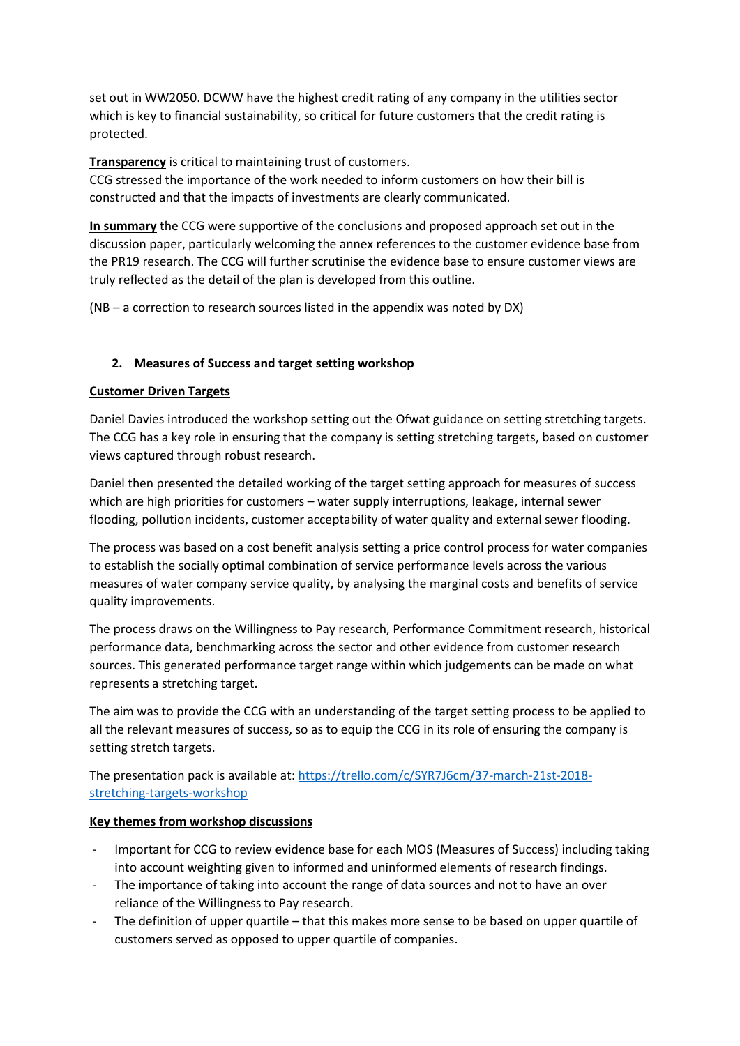set out in WW2050. DCWW have the highest credit rating of any company in the utilities sector which is key to financial sustainability, so critical for future customers that the credit rating is protected.

**Transparency** is critical to maintaining trust of customers.
CCG stressed the importance of the work needed to inform customers on how their bill is constructed and that the impacts of investments are clearly communicated.

**In summary** the CCG were supportive of the conclusions and proposed approach set out in the discussion paper, particularly welcoming the annex references to the customer evidence base from the PR19 research. The CCG will further scrutinise the evidence base to ensure customer views are truly reflected as the detail of the plan is developed from this outline.

(NB – a correction to research sources listed in the appendix was noted by DX)

## 2. Measures of Success and target setting workshop

**Customer Driven Targets**

Daniel Davies introduced the workshop setting out the Ofwat guidance on setting stretching targets. The CCG has a key role in ensuring that the company is setting stretching targets, based on customer views captured through robust research.

Daniel then presented the detailed working of the target setting approach for measures of success which are high priorities for customers – water supply interruptions, leakage, internal sewer flooding, pollution incidents, customer acceptability of water quality and external sewer flooding.

The process was based on a cost benefit analysis setting a price control process for water companies to establish the socially optimal combination of service performance levels across the various measures of water company service quality, by analysing the marginal costs and benefits of service quality improvements.

The process draws on the Willingness to Pay research, Performance Commitment research, historical performance data, benchmarking across the sector and other evidence from customer research sources. This generated performance target range within which judgements can be made on what represents a stretching target.

The aim was to provide the CCG with an understanding of the target setting process to be applied to all the relevant measures of success, so as to equip the CCG in its role of ensuring the company is setting stretch targets.

The presentation pack is available at: [https://trello.com/c/SYR7J6cm/37-march-21st-2018-stretching-targets-workshop](https://trello.com/c/SYR7J6cm/37-march-21st-2018-stretching-targets-workshop)

**Key themes from workshop discussions**

- Important for CCG to review evidence base for each MOS (Measures of Success) including taking into account weighting given to informed and uninformed elements of research findings.
- The importance of taking into account the range of data sources and not to have an over reliance of the Willingness to Pay research.
- The definition of upper quartile – that this makes more sense to be based on upper quartile of customers served as opposed to upper quartile of companies.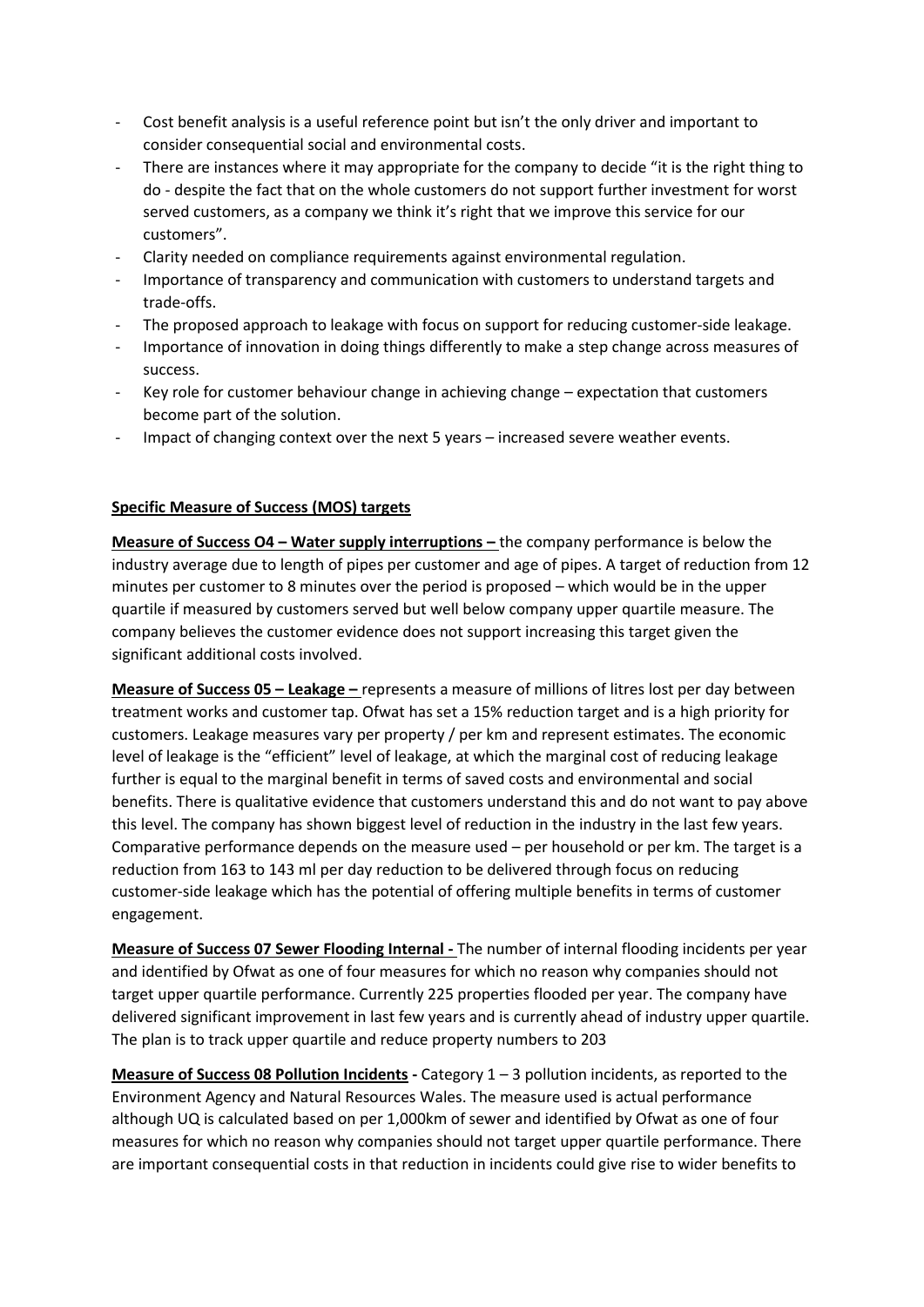- Cost benefit analysis is a useful reference point but isn't the only driver and important to consider consequential social and environmental costs.
- There are instances where it may appropriate for the company to decide "it is the right thing to do - despite the fact that on the whole customers do not support further investment for worst served customers, as a company we think it's right that we improve this service for our customers".
- Clarity needed on compliance requirements against environmental regulation.
- Importance of transparency and communication with customers to understand targets and trade-offs.
- The proposed approach to leakage with focus on support for reducing customer-side leakage.
- Importance of innovation in doing things differently to make a step change across measures of success.
- Key role for customer behaviour change in achieving change – expectation that customers become part of the solution.
- Impact of changing context over the next 5 years – increased severe weather events.

**Specific Measure of Success (MOS) targets**

**Measure of Success O4 – Water supply interruptions –** the company performance is below the industry average due to length of pipes per customer and age of pipes. A target of reduction from 12 minutes per customer to 8 minutes over the period is proposed – which would be in the upper quartile if measured by customers served but well below company upper quartile measure. The company believes the customer evidence does not support increasing this target given the significant additional costs involved.

**Measure of Success 05 – Leakage –** represents a measure of millions of litres lost per day between treatment works and customer tap. Ofwat has set a 15% reduction target and is a high priority for customers. Leakage measures vary per property / per km and represent estimates. The economic level of leakage is the "efficient" level of leakage, at which the marginal cost of reducing leakage further is equal to the marginal benefit in terms of saved costs and environmental and social benefits. There is qualitative evidence that customers understand this and do not want to pay above this level. The company has shown biggest level of reduction in the industry in the last few years. Comparative performance depends on the measure used – per household or per km. The target is a reduction from 163 to 143 ml per day reduction to be delivered through focus on reducing customer-side leakage which has the potential of offering multiple benefits in terms of customer engagement.

**Measure of Success 07 Sewer Flooding Internal -** The number of internal flooding incidents per year and identified by Ofwat as one of four measures for which no reason why companies should not target upper quartile performance. Currently 225 properties flooded per year. The company have delivered significant improvement in last few years and is currently ahead of industry upper quartile. The plan is to track upper quartile and reduce property numbers to 203

**Measure of Success 08 Pollution Incidents -** Category 1 – 3 pollution incidents, as reported to the Environment Agency and Natural Resources Wales. The measure used is actual performance although UQ is calculated based on per 1,000km of sewer and identified by Ofwat as one of four measures for which no reason why companies should not target upper quartile performance. There are important consequential costs in that reduction in incidents could give rise to wider benefits to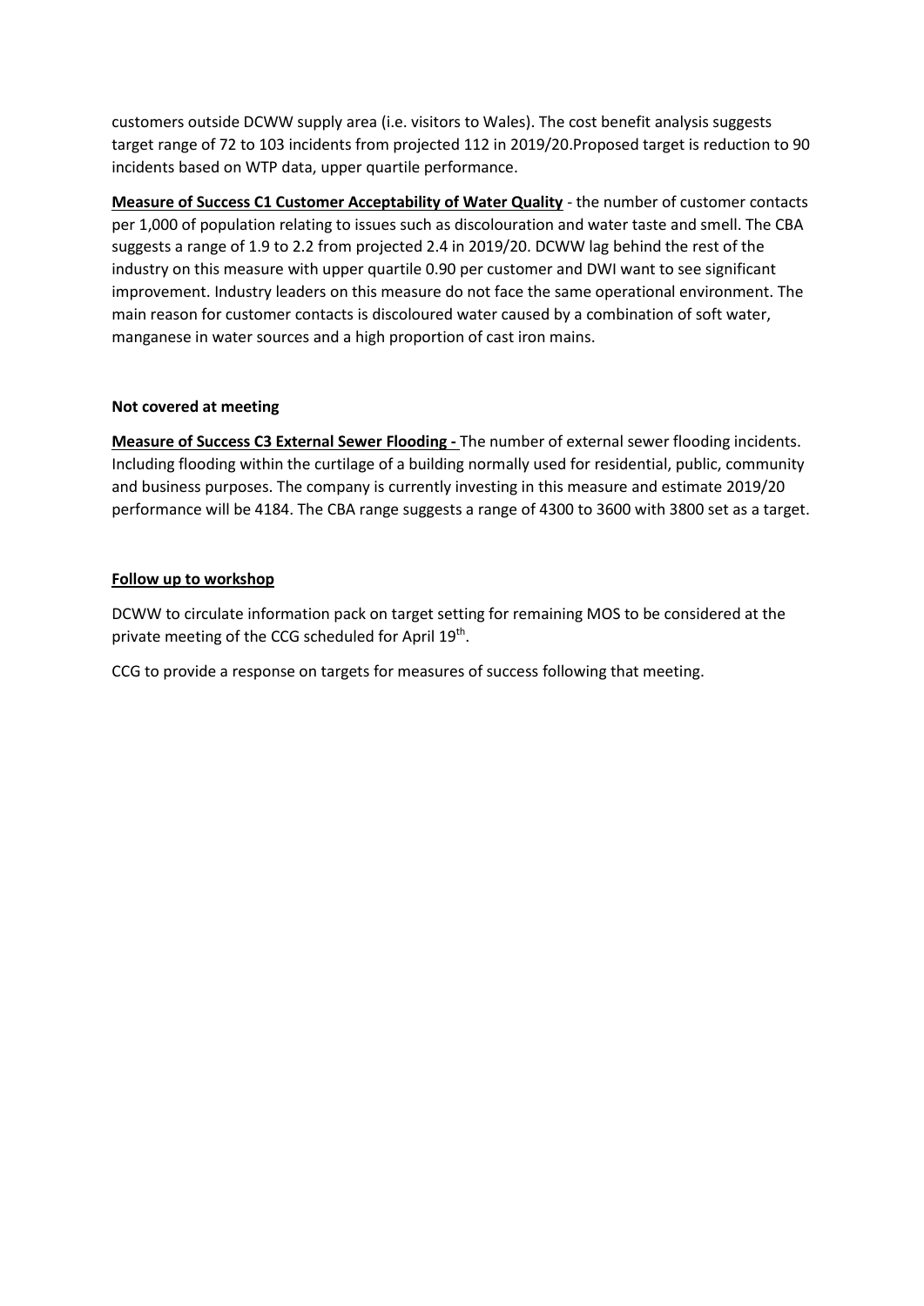customers outside DCWW supply area (i.e. visitors to Wales). The cost benefit analysis suggests target range of 72 to 103 incidents from projected 112 in 2019/20.Proposed target is reduction to 90 incidents based on WTP data, upper quartile performance.

**Measure of Success C1 Customer Acceptability of Water Quality** - the number of customer contacts per 1,000 of population relating to issues such as discolouration and water taste and smell. The CBA suggests a range of 1.9 to 2.2 from projected 2.4 in 2019/20. DCWW lag behind the rest of the industry on this measure with upper quartile 0.90 per customer and DWI want to see significant improvement. Industry leaders on this measure do not face the same operational environment. The main reason for customer contacts is discoloured water caused by a combination of soft water, manganese in water sources and a high proportion of cast iron mains.

**Not covered at meeting**

**Measure of Success C3 External Sewer Flooding -** The number of external sewer flooding incidents. Including flooding within the curtilage of a building normally used for residential, public, community and business purposes. The company is currently investing in this measure and estimate 2019/20 performance will be 4184. The CBA range suggests a range of 4300 to 3600 with 3800 set as a target.

**Follow up to workshop**

DCWW to circulate information pack on target setting for remaining MOS to be considered at the private meeting of the CCG scheduled for April 19th.

CCG to provide a response on targets for measures of success following that meeting.